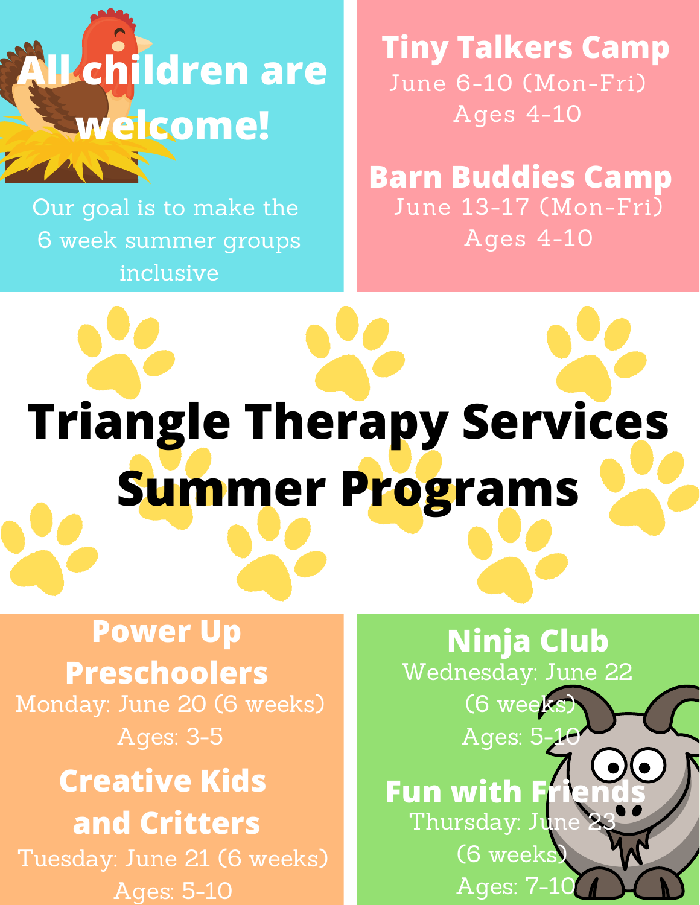# Triangle Therapy Services Summer Programs

## All children are welcome!

Our goal is to make the 6 week summer groups inclusive

## Tiny Talkers Camp

June 6-10 (Mon-Fri)
Ages 4-10

## Barn Buddies Camp

June 13-17 (Mon-Fri)
Ages 4-10

## Power Up Preschoolers

Monday: June 20 (6 weeks)
Ages: 3-5

## Creative Kids and Critters

Tuesday: June 21 (6 weeks)
Ages: 5-10

## Ninja Club

Wednesday: June 22
(6 weeks)
Ages: 5-10

## Fun with Friends

Thursday: June 23
(6 weeks)
Ages: 7-10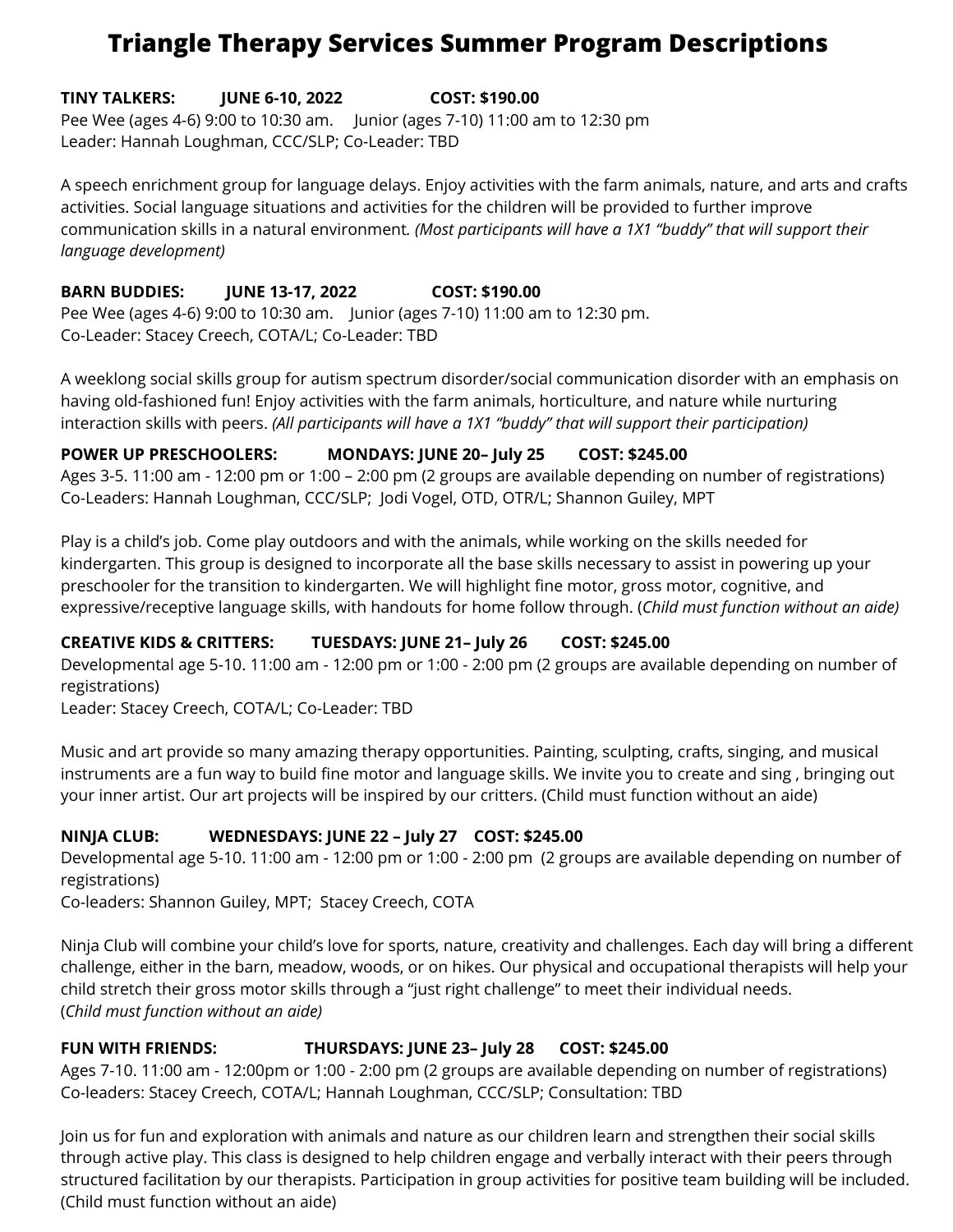# Triangle Therapy Services Summer Program Descriptions

**TINY TALKERS: JUNE 6-10, 2022 COST: $190.00**
Pee Wee (ages 4-6) 9:00 to 10:30 am. Junior (ages 7-10) 11:00 am to 12:30 pm
Leader: Hannah Loughman, CCC/SLP; Co-Leader: TBD

A speech enrichment group for language delays. Enjoy activities with the farm animals, nature, and arts and crafts activities. Social language situations and activities for the children will be provided to further improve communication skills in a natural environment. *(Most participants will have a 1X1 "buddy" that will support their language development)*

**BARN BUDDIES: JUNE 13-17, 2022 COST: $190.00**
Pee Wee (ages 4-6) 9:00 to 10:30 am. Junior (ages 7-10) 11:00 am to 12:30 pm.
Co-Leader: Stacey Creech, COTA/L; Co-Leader: TBD

A weeklong social skills group for autism spectrum disorder/social communication disorder with an emphasis on having old-fashioned fun! Enjoy activities with the farm animals, horticulture, and nature while nurturing interaction skills with peers. *(All participants will have a 1X1 "buddy" that will support their participation)*

**POWER UP PRESCHOOLERS: MONDAYS: JUNE 20– July 25 COST: $245.00**
Ages 3-5. 11:00 am - 12:00 pm or 1:00 – 2:00 pm (2 groups are available depending on number of registrations)
Co-Leaders: Hannah Loughman, CCC/SLP; Jodi Vogel, OTD, OTR/L; Shannon Guiley, MPT

Play is a child's job. Come play outdoors and with the animals, while working on the skills needed for kindergarten. This group is designed to incorporate all the base skills necessary to assist in powering up your preschooler for the transition to kindergarten. We will highlight fine motor, gross motor, cognitive, and expressive/receptive language skills, with handouts for home follow through. (*Child must function without an aide)*

**CREATIVE KIDS & CRITTERS: TUESDAYS: JUNE 21– July 26 COST: $245.00**
Developmental age 5-10. 11:00 am - 12:00 pm or 1:00 - 2:00 pm (2 groups are available depending on number of registrations)
Leader: Stacey Creech, COTA/L; Co-Leader: TBD

Music and art provide so many amazing therapy opportunities. Painting, sculpting, crafts, singing, and musical instruments are a fun way to build fine motor and language skills. We invite you to create and sing , bringing out your inner artist. Our art projects will be inspired by our critters. (Child must function without an aide)

**NINJA CLUB: WEDNESDAYS: JUNE 22 – July 27 COST: $245.00**
Developmental age 5-10. 11:00 am - 12:00 pm or 1:00 - 2:00 pm (2 groups are available depending on number of registrations)
Co-leaders: Shannon Guiley, MPT; Stacey Creech, COTA

Ninja Club will combine your child's love for sports, nature, creativity and challenges. Each day will bring a different challenge, either in the barn, meadow, woods, or on hikes. Our physical and occupational therapists will help your child stretch their gross motor skills through a "just right challenge" to meet their individual needs.
(*Child must function without an aide)*

**FUN WITH FRIENDS: THURSDAYS: JUNE 23– July 28 COST: $245.00**
Ages 7-10. 11:00 am - 12:00pm or 1:00 - 2:00 pm (2 groups are available depending on number of registrations)
Co-leaders: Stacey Creech, COTA/L; Hannah Loughman, CCC/SLP; Consultation: TBD

Join us for fun and exploration with animals and nature as our children learn and strengthen their social skills through active play. This class is designed to help children engage and verbally interact with their peers through structured facilitation by our therapists. Participation in group activities for positive team building will be included. (Child must function without an aide)